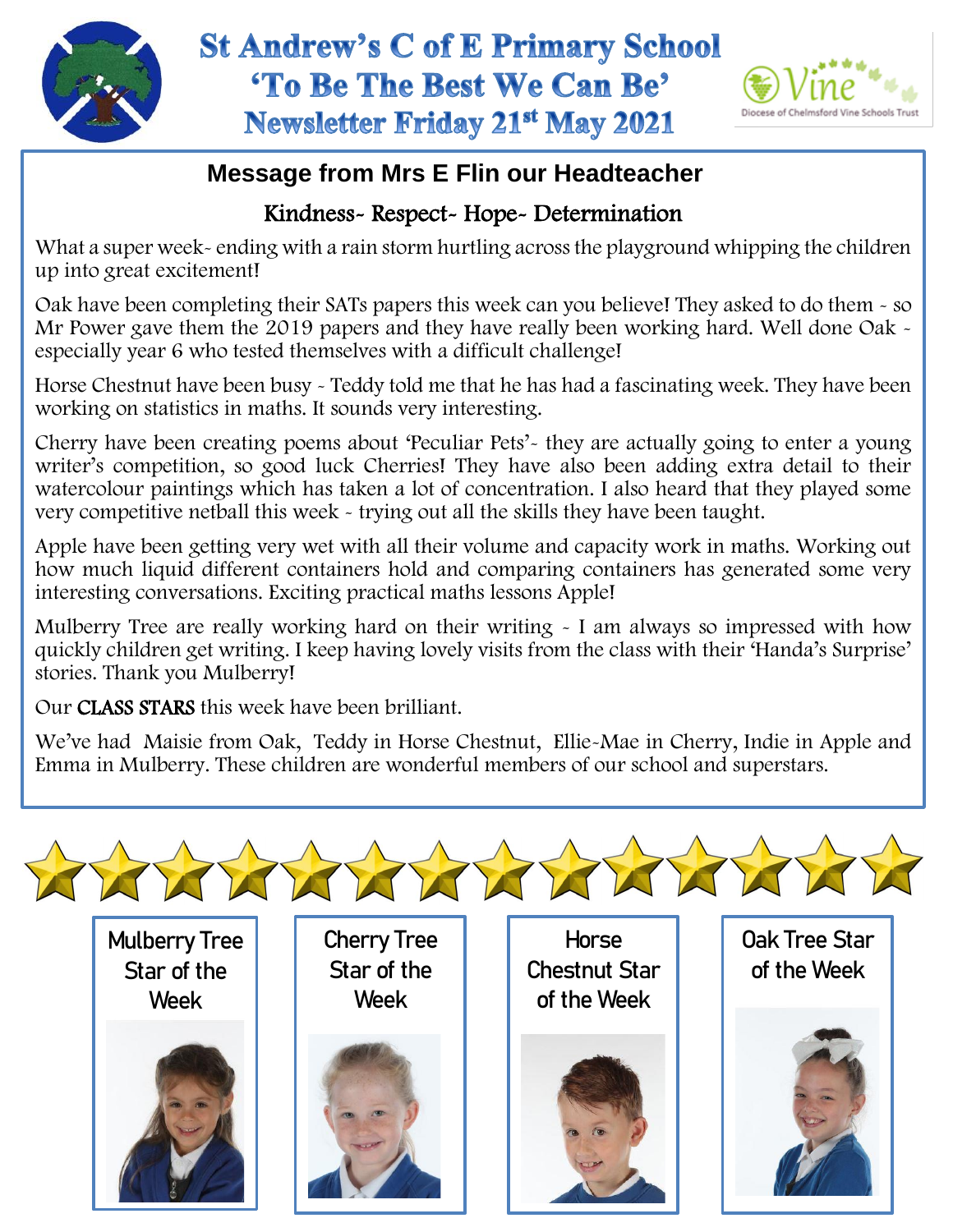# St Andrew's C of E Primary School
## 'To Be The Best We Can Be'
## Newsletter Friday 21st May 2021

Vine
Diocese of Chelmsford Vine Schools Trust

### Message from Mrs E Flin our Headteacher

**Kindness- Respect- Hope- Determination**

What a super week- ending with a rain storm hurtling across the playground whipping the children up into great excitement!

Oak have been completing their SATs papers this week can you believe! They asked to do them - so Mr Power gave them the 2019 papers and they have really been working hard. Well done Oak - especially year 6 who tested themselves with a difficult challenge!

Horse Chestnut have been busy - Teddy told me that he has had a fascinating week. They have been working on statistics in maths. It sounds very interesting.

Cherry have been creating poems about 'Peculiar Pets'- they are actually going to enter a young writer's competition, so good luck Cherries! They have also been adding extra detail to their watercolour paintings which has taken a lot of concentration. I also heard that they played some very competitive netball this week - trying out all the skills they have been taught.

Apple have been getting very wet with all their volume and capacity work in maths. Working out how much liquid different containers hold and comparing containers has generated some very interesting conversations. Exciting practical maths lessons Apple!

Mulberry Tree are really working hard on their writing - I am always so impressed with how quickly children get writing. I keep having lovely visits from the class with their 'Handa's Surprise' stories. Thank you Mulberry!

Our **CLASS STARS** this week have been brilliant.

We've had Maisie from Oak, Teddy in Horse Chestnut, Ellie-Mae in Cherry, Indie in Apple and Emma in Mulberry. These children are wonderful members of our school and superstars.

Mulberry Tree Star of the Week

Cherry Tree Star of the Week

Horse Chestnut Star of the Week

Oak Tree Star of the Week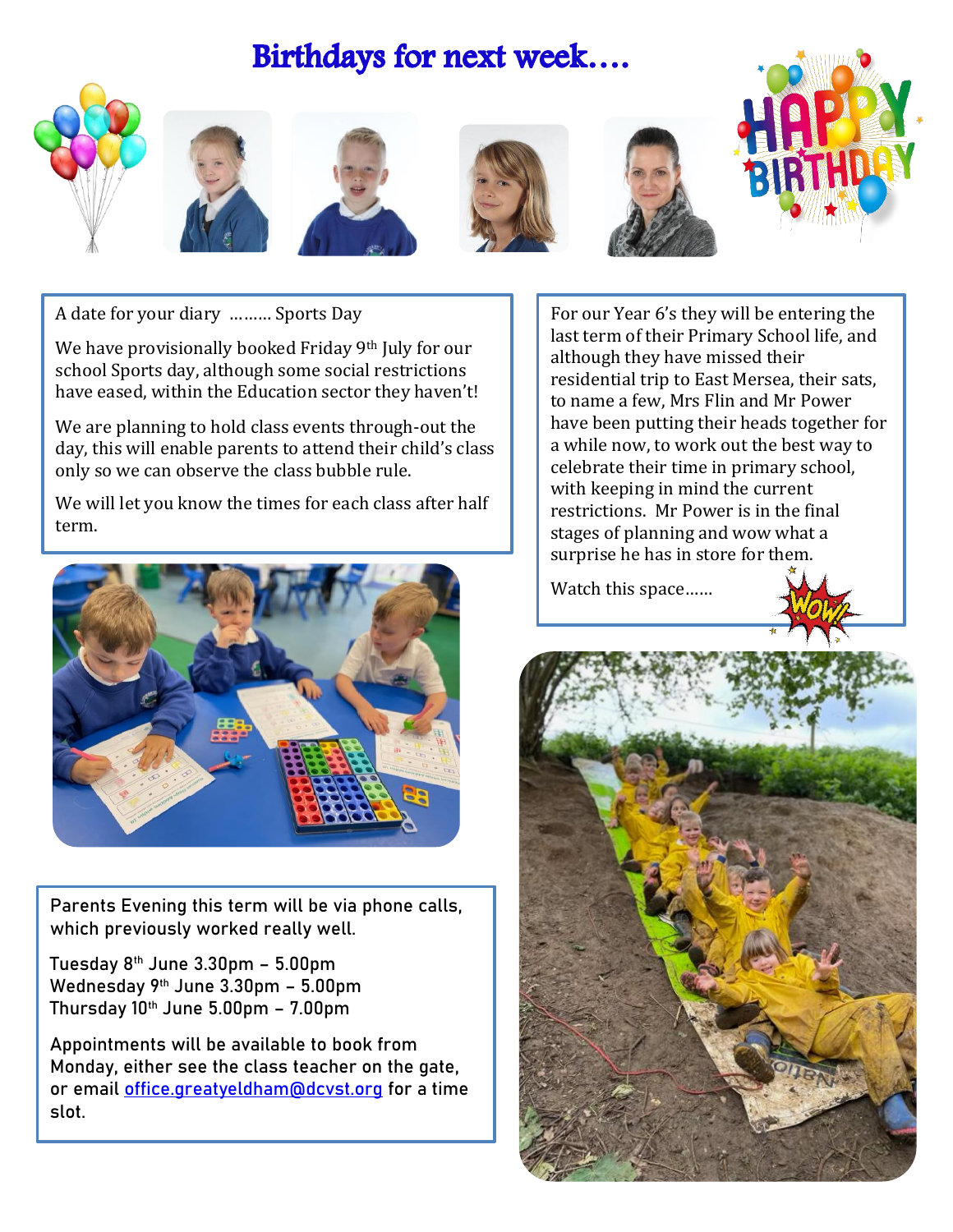# Birthdays for next week….

A date for your diary ……… Sports Day

We have provisionally booked Friday 9th July for our school Sports day, although some social restrictions have eased, within the Education sector they haven't!

We are planning to hold class events through-out the day, this will enable parents to attend their child's class only so we can observe the class bubble rule.

We will let you know the times for each class after half term.

For our Year 6's they will be entering the last term of their Primary School life, and although they have missed their residential trip to East Mersea, their sats, to name a few, Mrs Flin and Mr Power have been putting their heads together for a while now, to work out the best way to celebrate their time in primary school, with keeping in mind the current restrictions. Mr Power is in the final stages of planning and wow what a surprise he has in store for them.

Watch this space……

Parents Evening this term will be via phone calls, which previously worked really well.

Tuesday 8th June 3.30pm – 5.00pm
Wednesday 9th June 3.30pm – 5.00pm
Thursday 10th June 5.00pm – 7.00pm

Appointments will be available to book from Monday, either see the class teacher on the gate, or email office.greatyeldham@dcvst.org for a time slot.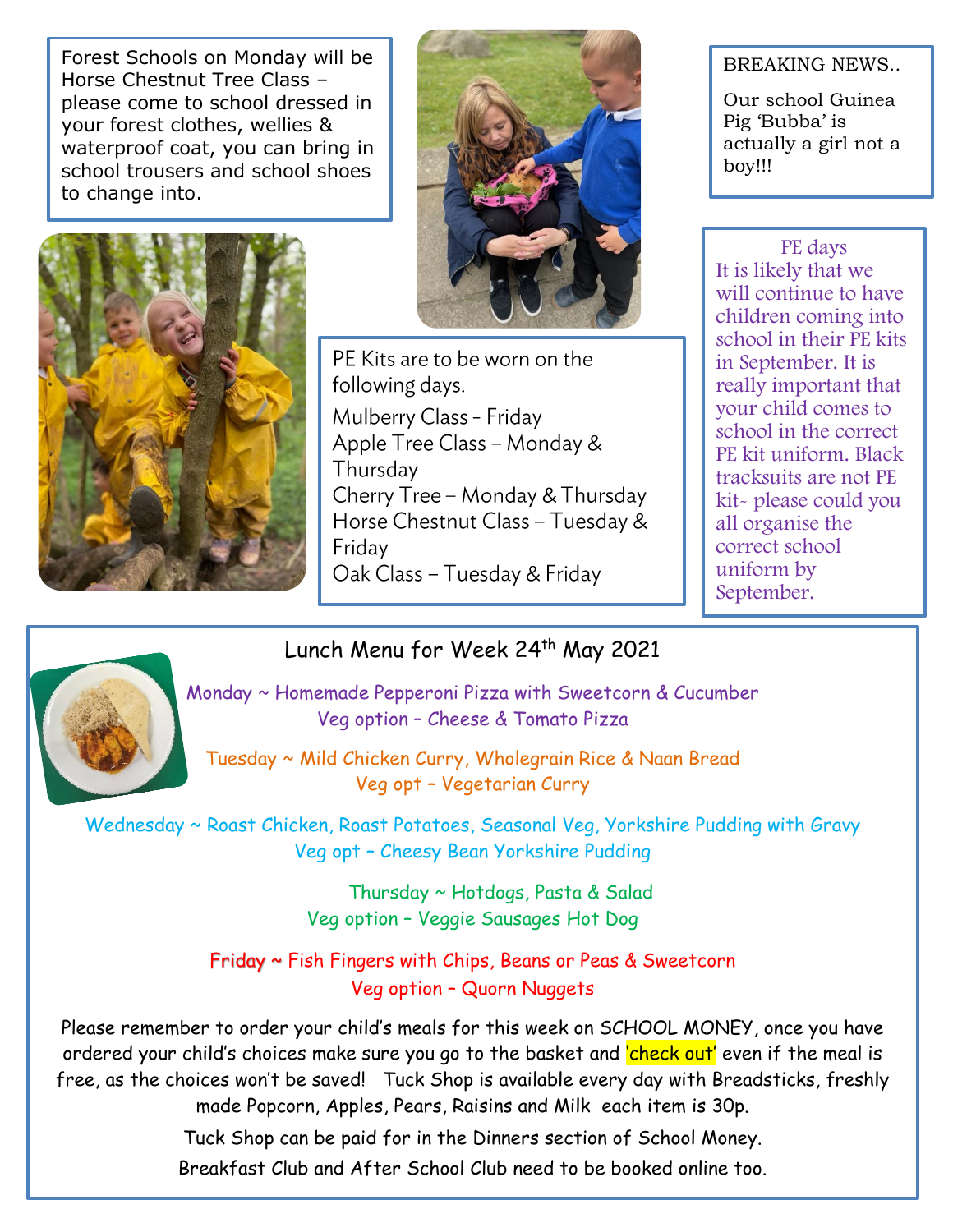Forest Schools on Monday will be Horse Chestnut Tree Class – please come to school dressed in your forest clothes, wellies & waterproof coat, you can bring in school trousers and school shoes to change into.

BREAKING NEWS..

Our school Guinea Pig 'Bubba' is actually a girl not a boy!!!

PE Kits are to be worn on the following days.

Mulberry Class - Friday
Apple Tree Class – Monday & Thursday
Cherry Tree – Monday & Thursday
Horse Chestnut Class – Tuesday & Friday
Oak Class – Tuesday & Friday

PE days

It is likely that we will continue to have children coming into school in their PE kits in September. It is really important that your child comes to school in the correct PE kit uniform. Black tracksuits are not PE kit- please could you all organise the correct school uniform by September.

## Lunch Menu for Week 24th May 2021

Monday ~ Homemade Pepperoni Pizza with Sweetcorn & Cucumber
Veg option – Cheese & Tomato Pizza

Tuesday ~ Mild Chicken Curry, Wholegrain Rice & Naan Bread
Veg opt – Vegetarian Curry

Wednesday ~ Roast Chicken, Roast Potatoes, Seasonal Veg, Yorkshire Pudding with Gravy
Veg opt – Cheesy Bean Yorkshire Pudding

Thursday ~ Hotdogs, Pasta & Salad
Veg option – Veggie Sausages Hot Dog

Friday ~ Fish Fingers with Chips, Beans or Peas & Sweetcorn
Veg option – Quorn Nuggets

Please remember to order your child's meals for this week on SCHOOL MONEY, once you have ordered your child's choices make sure you go to the basket and 'check out' even if the meal is free, as the choices won't be saved! Tuck Shop is available every day with Breadsticks, freshly made Popcorn, Apples, Pears, Raisins and Milk each item is 30p.

Tuck Shop can be paid for in the Dinners section of School Money.

Breakfast Club and After School Club need to be booked online too.